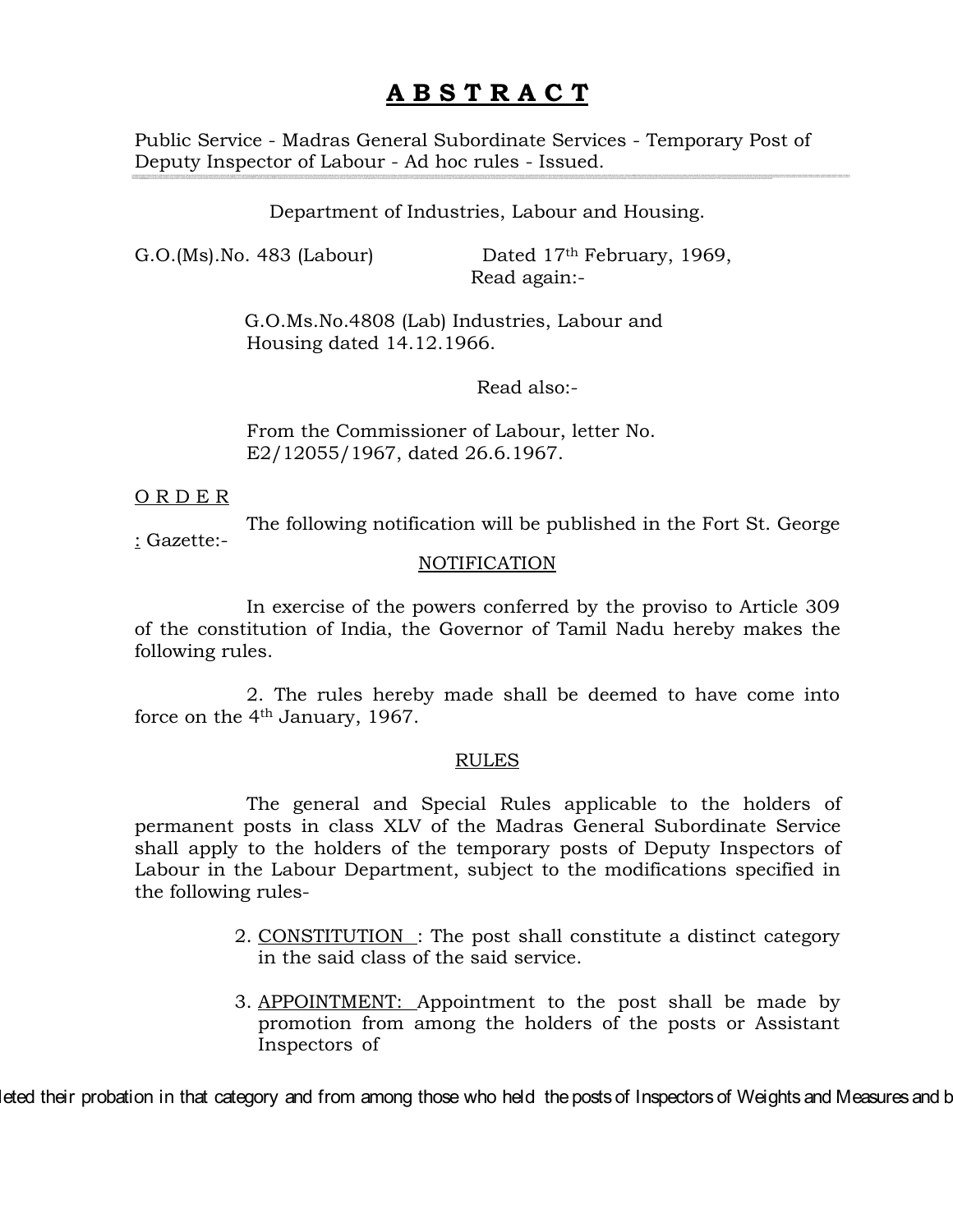# A B S T R A C T

Public Service - Madras General Subordinate Services - Temporary Post of Deputy Inspector of Labour - Ad hoc rules - Issued.

Department of Industries, Labour and Housing.

G.O.(Ms).No. 483 (Labour) Dated 17th February, 1969,

Read again:-

G.O.Ms.No.4808 (Lab) Industries, Labour and Housing dated 14.12.1966.

Read also:-

From the Commissioner of Labour, letter No. E2/12055/1967, dated 26.6.1967.

O R D E R

: The following notification will be published in the Fort St. George Gazette:-

NOTIFICATION

In exercise of the powers conferred by the proviso to Article 309 of the constitution of India, the Governor of Tamil Nadu hereby makes the following rules.

2. The rules hereby made shall be deemed to have come into force on the 4th January, 1967.

RULES

The general and Special Rules applicable to the holders of permanent posts in class XLV of the Madras General Subordinate Service shall apply to the holders of the temporary posts of Deputy Inspectors of Labour in the Labour Department, subject to the modifications specified in the following rules-

2. CONSTITUTION : The post shall constitute a distinct category in the said class of the said service.

3. APPOINTMENT: Appointment to the post shall be made by promotion from among the holders of the posts or Assistant Inspectors of

leted their probation in that category and from among those who held the posts of Inspectors of Weights and Measures and b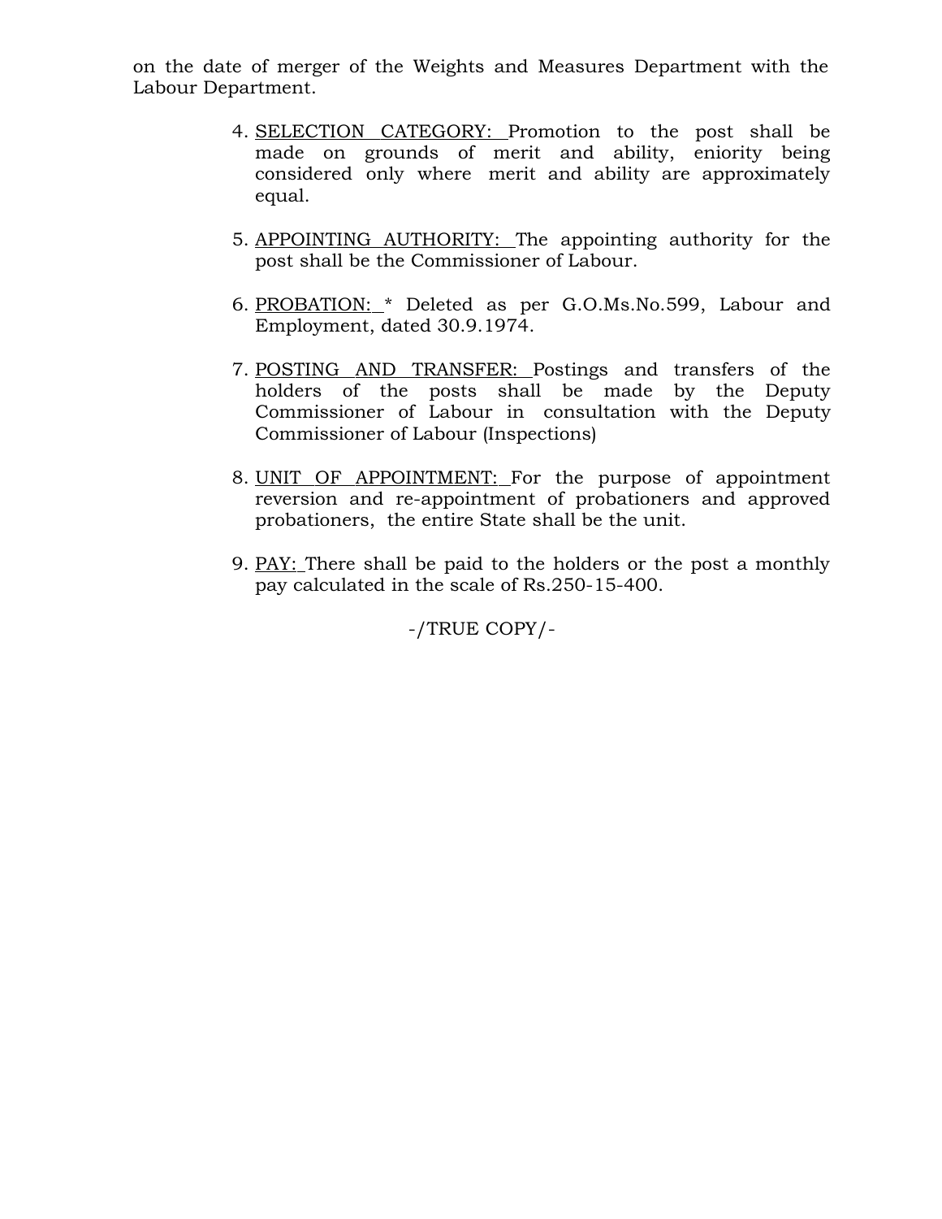on the date of merger of the Weights and Measures Department with the Labour Department.

4. SELECTION CATEGORY: Promotion to the post shall be made on grounds of merit and ability, eniority being considered only where merit and ability are approximately equal.

5. APPOINTING AUTHORITY: The appointing authority for the post shall be the Commissioner of Labour.

6. PROBATION: * Deleted as per G.O.Ms.No.599, Labour and Employment, dated 30.9.1974.

7. POSTING AND TRANSFER: Postings and transfers of the holders of the posts shall be made by the Deputy Commissioner of Labour in consultation with the Deputy Commissioner of Labour (Inspections)

8. UNIT OF APPOINTMENT: For the purpose of appointment reversion and re-appointment of probationers and approved probationers, the entire State shall be the unit.

9. PAY: There shall be paid to the holders or the post a monthly pay calculated in the scale of Rs.250-15-400.

-/TRUE COPY/-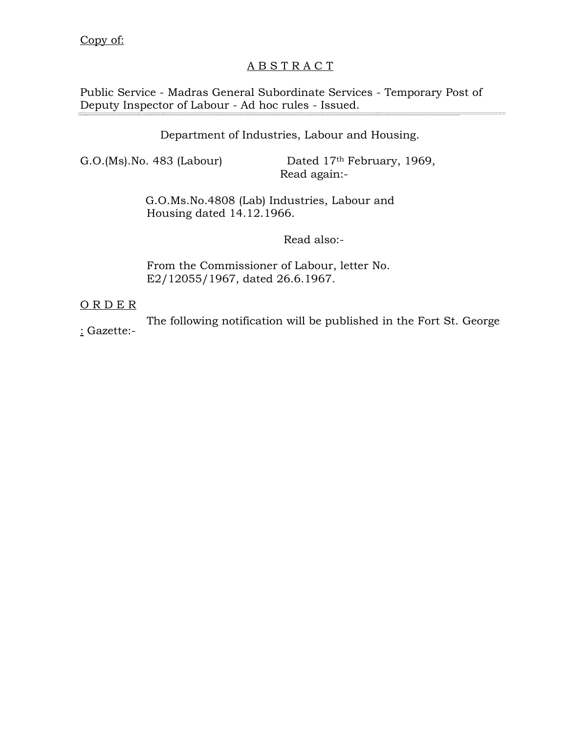Copy of:

# A B S T R A C T

Public Service - Madras General Subordinate Services - Temporary Post of Deputy Inspector of Labour - Ad hoc rules - Issued.

---

Department of Industries, Labour and Housing.

G.O.(Ms).No. 483 (Labour) Dated 17th February, 1969,

Read again:-

G.O.Ms.No.4808 (Lab) Industries, Labour and Housing dated 14.12.1966.

Read also:-

From the Commissioner of Labour, letter No. E2/12055/1967, dated 26.6.1967.

O R D E R :

The following notification will be published in the Fort St. George Gazette:-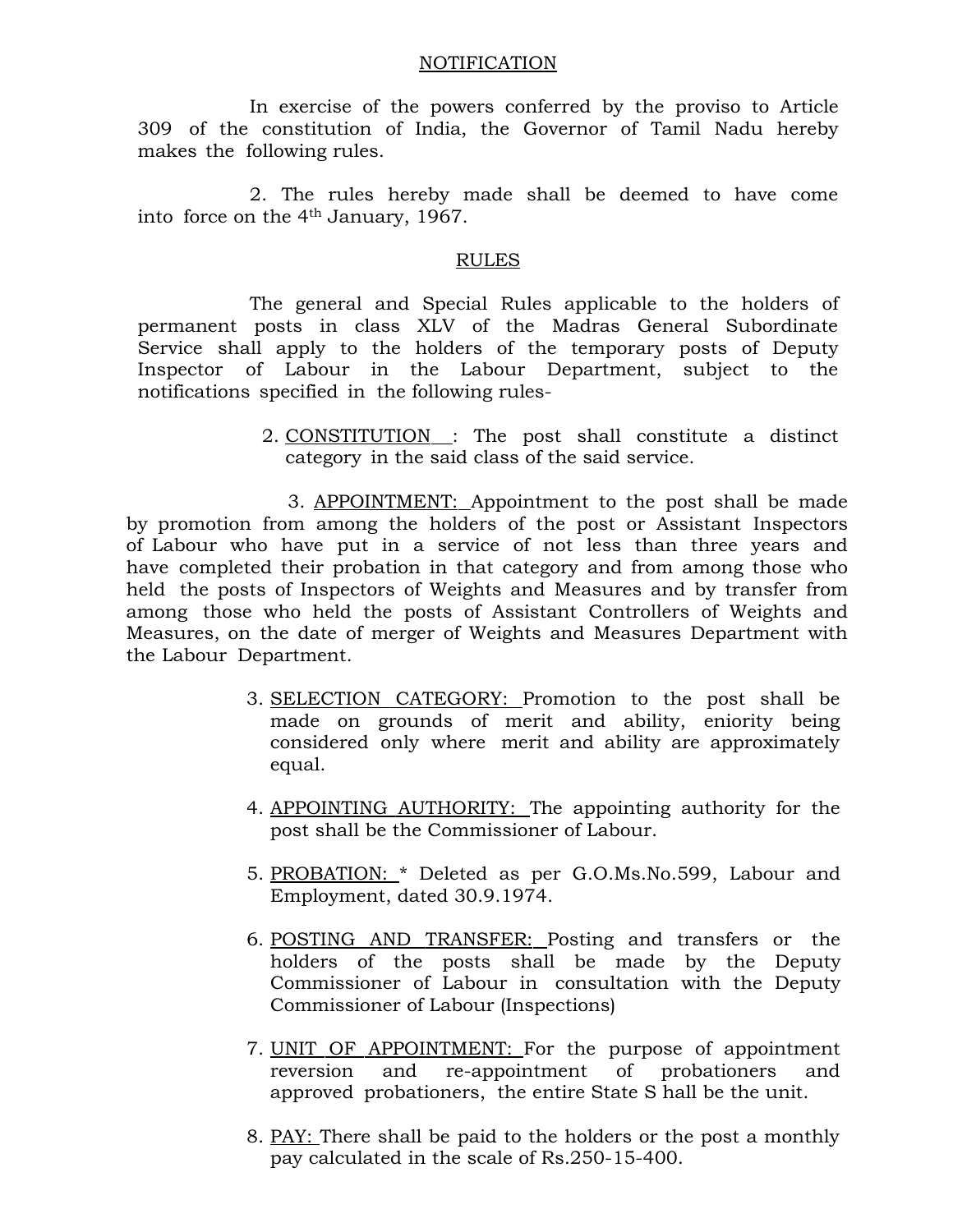NOTIFICATION

In exercise of the powers conferred by the proviso to Article 309 of the constitution of India, the Governor of Tamil Nadu hereby makes the following rules.

2. The rules hereby made shall be deemed to have come into force on the 4th January, 1967.

RULES

The general and Special Rules applicable to the holders of permanent posts in class XLV of the Madras General Subordinate Service shall apply to the holders of the temporary posts of Deputy Inspector of Labour in the Labour Department, subject to the notifications specified in the following rules-

2. CONSTITUTION : The post shall constitute a distinct category in the said class of the said service.

3. APPOINTMENT: Appointment to the post shall be made by promotion from among the holders of the post or Assistant Inspectors of Labour who have put in a service of not less than three years and have completed their probation in that category and from among those who held the posts of Inspectors of Weights and Measures and by transfer from among those who held the posts of Assistant Controllers of Weights and Measures, on the date of merger of Weights and Measures Department with the Labour Department.

3. SELECTION CATEGORY: Promotion to the post shall be made on grounds of merit and ability, eniority being considered only where merit and ability are approximately equal.

4. APPOINTING AUTHORITY: The appointing authority for the post shall be the Commissioner of Labour.

5. PROBATION: * Deleted as per G.O.Ms.No.599, Labour and Employment, dated 30.9.1974.

6. POSTING AND TRANSFER: Posting and transfers or the holders of the posts shall be made by the Deputy Commissioner of Labour in consultation with the Deputy Commissioner of Labour (Inspections)

7. UNIT OF APPOINTMENT: For the purpose of appointment reversion and re-appointment of probationers and approved probationers, the entire State S hall be the unit.

8. PAY: There shall be paid to the holders or the post a monthly pay calculated in the scale of Rs.250-15-400.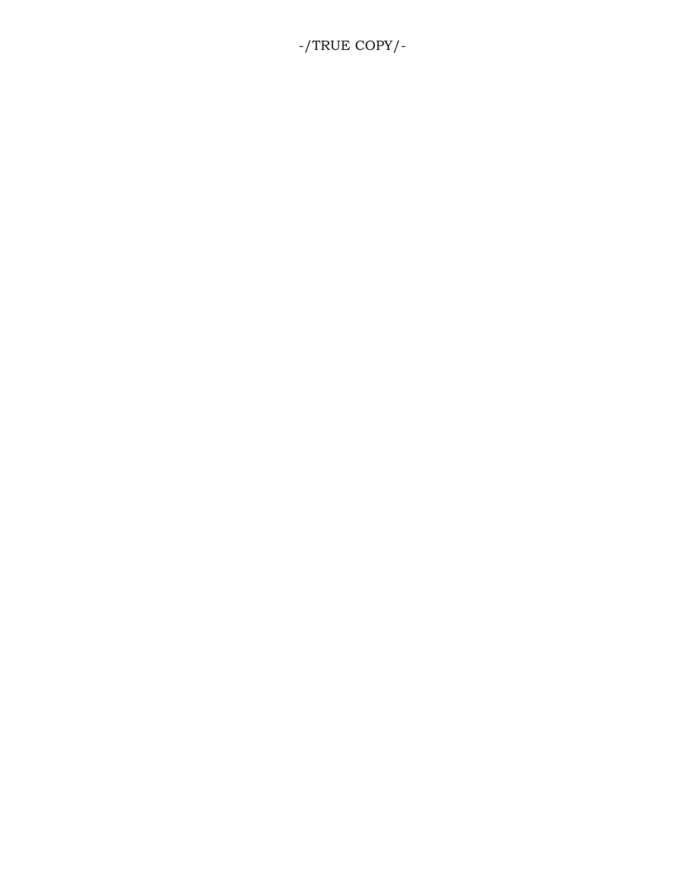-/TRUE COPY/-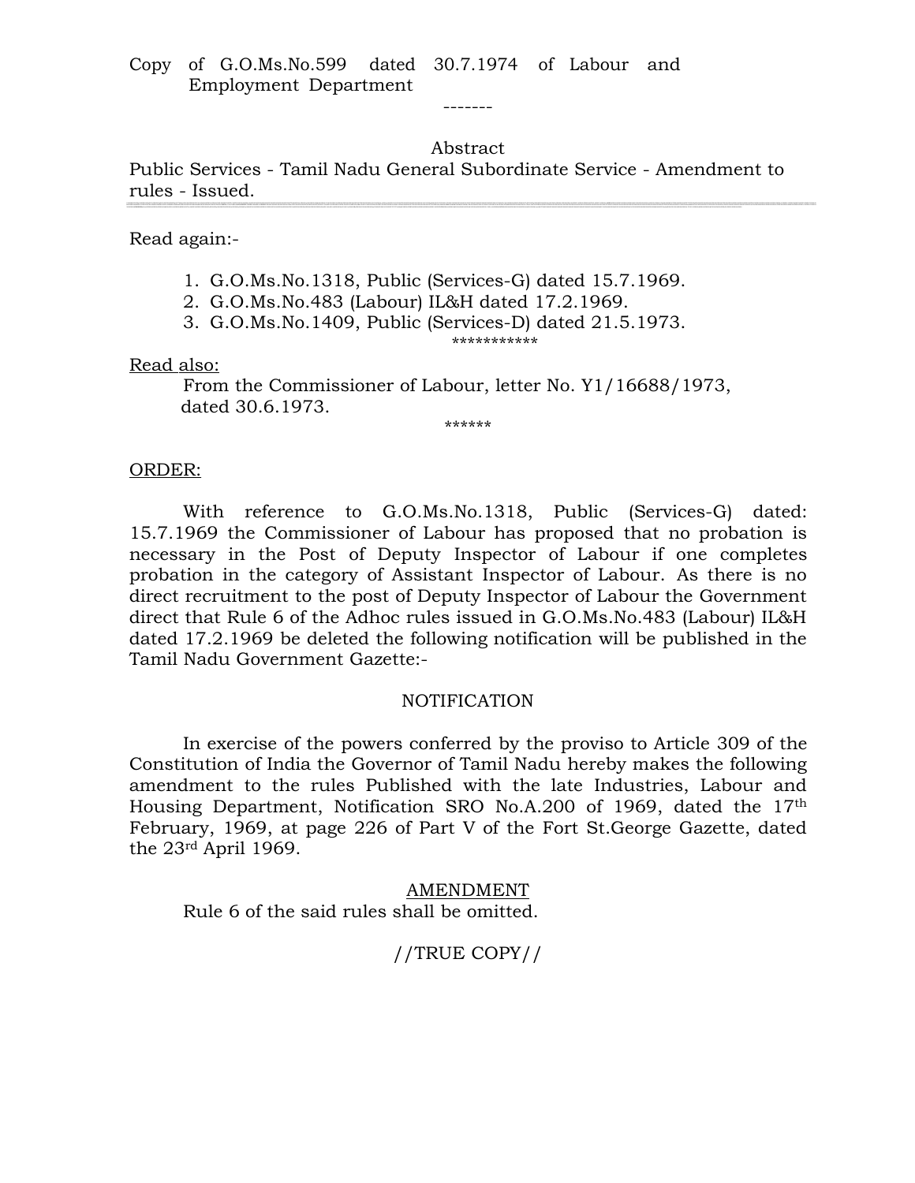Copy of G.O.Ms.No.599 dated 30.7.1974 of Labour and Employment Department

-------

Abstract

Public Services - Tamil Nadu General Subordinate Service - Amendment to rules - Issued.

---

Read again:-

1. G.O.Ms.No.1318, Public (Services-G) dated 15.7.1969.
2. G.O.Ms.No.483 (Labour) IL&H dated 17.2.1969.
3. G.O.Ms.No.1409, Public (Services-D) dated 21.5.1973.

***********

<u>Read also:</u>

From the Commissioner of Labour, letter No. Y1/16688/1973, dated 30.6.1973.

******

<u>ORDER:</u>

With reference to G.O.Ms.No.1318, Public (Services-G) dated: 15.7.1969 the Commissioner of Labour has proposed that no probation is necessary in the Post of Deputy Inspector of Labour if one completes probation in the category of Assistant Inspector of Labour. As there is no direct recruitment to the post of Deputy Inspector of Labour the Government direct that Rule 6 of the Adhoc rules issued in G.O.Ms.No.483 (Labour) IL&H dated 17.2.1969 be deleted the following notification will be published in the Tamil Nadu Government Gazette:-

NOTIFICATION

In exercise of the powers conferred by the proviso to Article 309 of the Constitution of India the Governor of Tamil Nadu hereby makes the following amendment to the rules Published with the late Industries, Labour and Housing Department, Notification SRO No.A.200 of 1969, dated the 17th February, 1969, at page 226 of Part V of the Fort St.George Gazette, dated the 23rd April 1969.

<u>AMENDMENT</u>

Rule 6 of the said rules shall be omitted.

//TRUE COPY//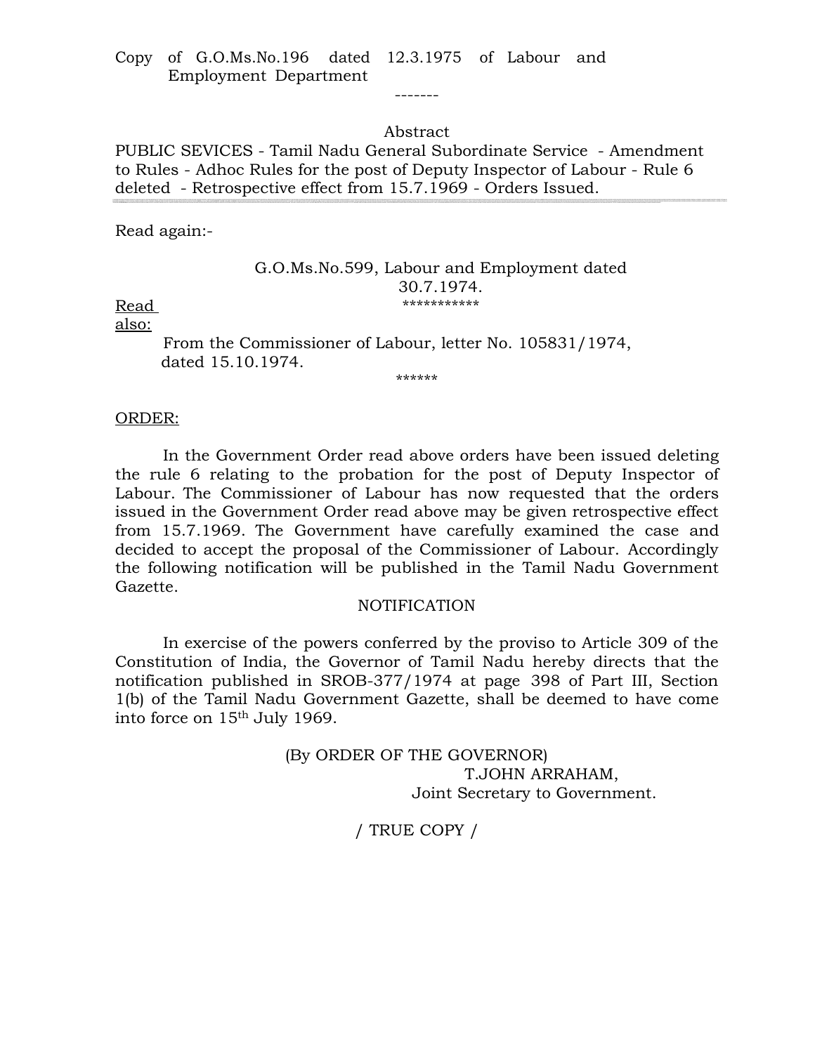Copy of G.O.Ms.No.196 dated 12.3.1975 of Labour and Employment Department

-------

Abstract

PUBLIC SEVICES - Tamil Nadu General Subordinate Service - Amendment to Rules - Adhoc Rules for the post of Deputy Inspector of Labour - Rule 6 deleted - Retrospective effect from 15.7.1969 - Orders Issued.

---

Read again:-

G.O.Ms.No.599, Labour and Employment dated 30.7.1974.

***********

Read also:

From the Commissioner of Labour, letter No. 105831/1974, dated 15.10.1974.

******

ORDER:

In the Government Order read above orders have been issued deleting the rule 6 relating to the probation for the post of Deputy Inspector of Labour. The Commissioner of Labour has now requested that the orders issued in the Government Order read above may be given retrospective effect from 15.7.1969. The Government have carefully examined the case and decided to accept the proposal of the Commissioner of Labour. Accordingly the following notification will be published in the Tamil Nadu Government Gazette.

NOTIFICATION

In exercise of the powers conferred by the proviso to Article 309 of the Constitution of India, the Governor of Tamil Nadu hereby directs that the notification published in SROB-377/1974 at page 398 of Part III, Section 1(b) of the Tamil Nadu Government Gazette, shall be deemed to have come into force on 15th July 1969.

(By ORDER OF THE GOVERNOR)

T.JOHN ARRAHAM,

Joint Secretary to Government.

/ TRUE COPY /